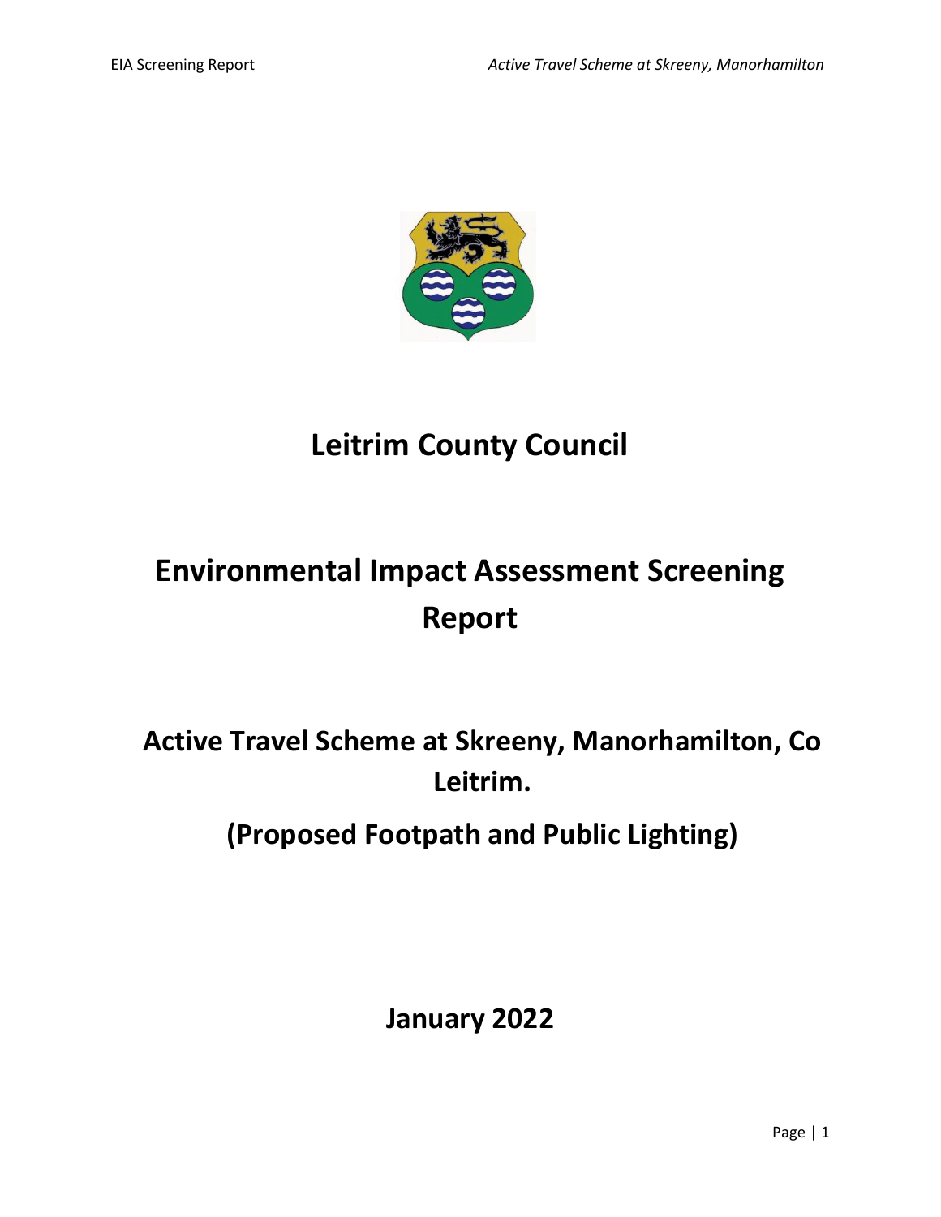# Leitrim County Council

# Environmental Impact Assessment Screening Report

## Active Travel Scheme at Skreeny, Manorhamilton, Co Leitrim.

## (Proposed Footpath and Public Lighting)

**January 2022**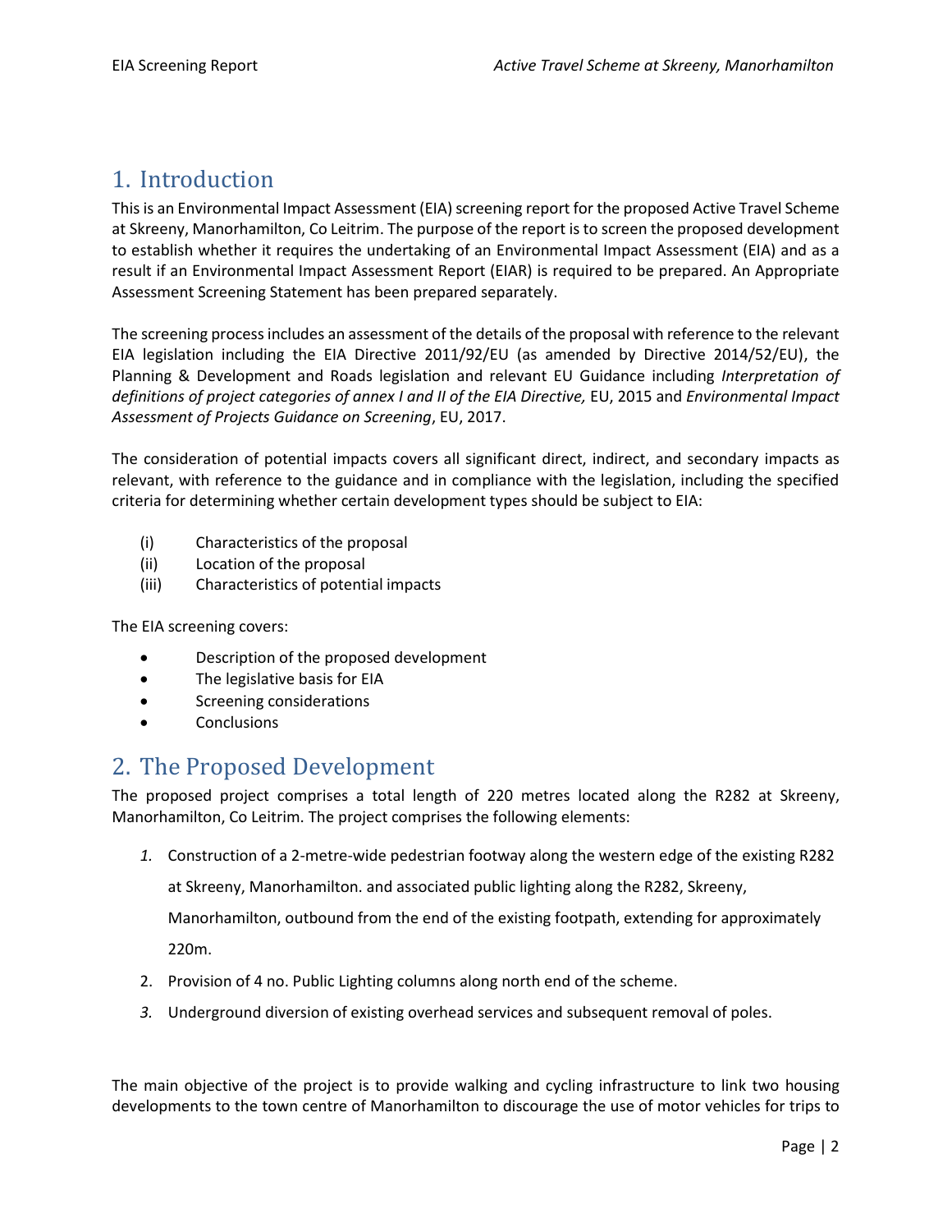# 1. Introduction

This is an Environmental Impact Assessment (EIA) screening report for the proposed Active Travel Scheme at Skreeny, Manorhamilton, Co Leitrim. The purpose of the report is to screen the proposed development to establish whether it requires the undertaking of an Environmental Impact Assessment (EIA) and as a result if an Environmental Impact Assessment Report (EIAR) is required to be prepared. An Appropriate Assessment Screening Statement has been prepared separately.

The screening process includes an assessment of the details of the proposal with reference to the relevant EIA legislation including the EIA Directive 2011/92/EU (as amended by Directive 2014/52/EU), the Planning & Development and Roads legislation and relevant EU Guidance including *Interpretation of definitions of project categories of annex I and II of the EIA Directive,* EU, 2015 and *Environmental Impact Assessment of Projects Guidance on Screening*, EU, 2017.

The consideration of potential impacts covers all significant direct, indirect, and secondary impacts as relevant, with reference to the guidance and in compliance with the legislation, including the specified criteria for determining whether certain development types should be subject to EIA:

(i) Characteristics of the proposal
(ii) Location of the proposal
(iii) Characteristics of potential impacts

The EIA screening covers:

- Description of the proposed development
- The legislative basis for EIA
- Screening considerations
- Conclusions

# 2. The Proposed Development

The proposed project comprises a total length of 220 metres located along the R282 at Skreeny, Manorhamilton, Co Leitrim. The project comprises the following elements:

1. Construction of a 2-metre-wide pedestrian footway along the western edge of the existing R282 at Skreeny, Manorhamilton. and associated public lighting along the R282, Skreeny, Manorhamilton, outbound from the end of the existing footpath, extending for approximately 220m.
2. Provision of 4 no. Public Lighting columns along north end of the scheme.
3. Underground diversion of existing overhead services and subsequent removal of poles.

The main objective of the project is to provide walking and cycling infrastructure to link two housing developments to the town centre of Manorhamilton to discourage the use of motor vehicles for trips to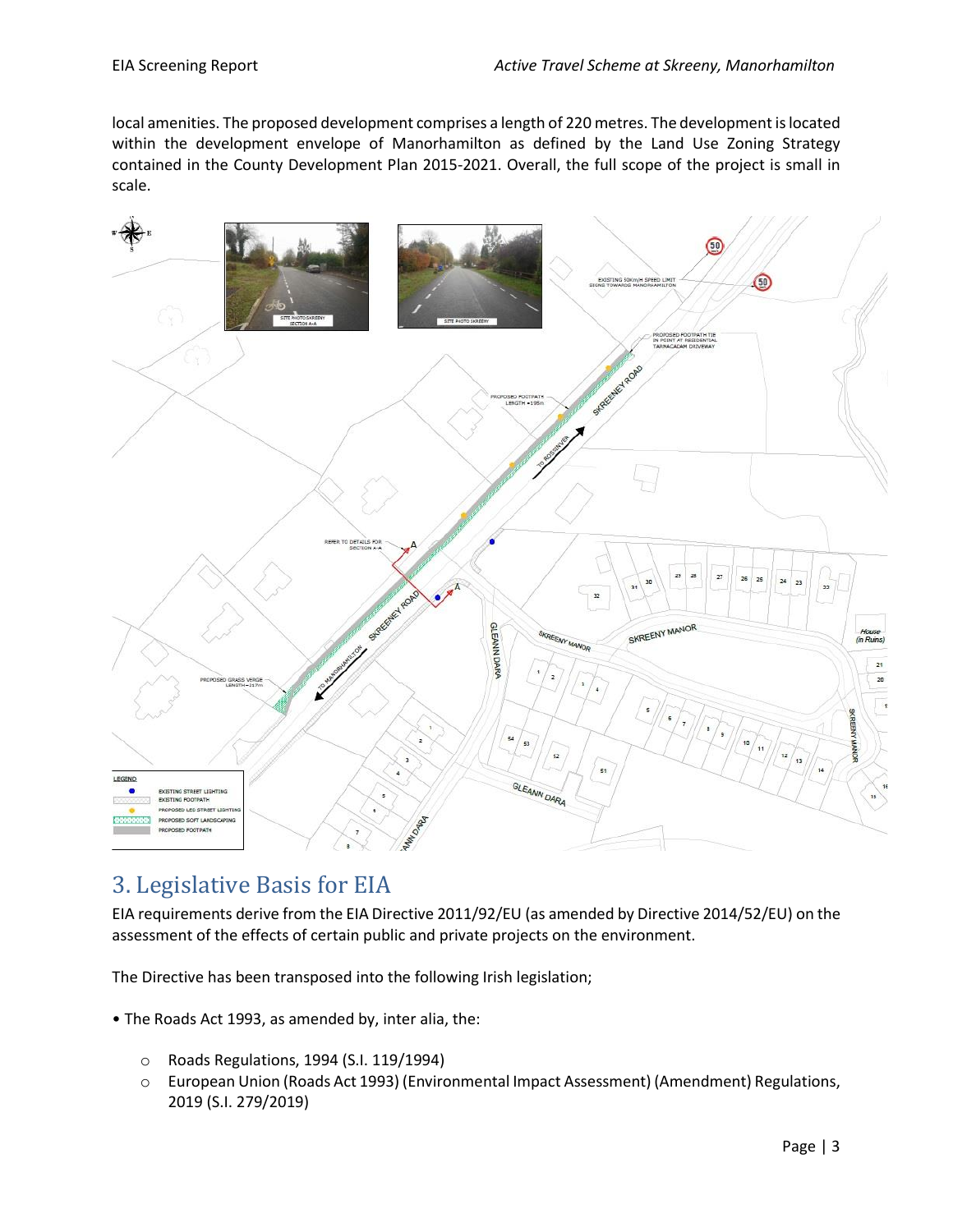local amenities. The proposed development comprises a length of 220 metres. The development is located within the development envelope of Manorhamilton as defined by the Land Use Zoning Strategy contained in the County Development Plan 2015-2021. Overall, the full scope of the project is small in scale.

## 3. Legislative Basis for EIA

EIA requirements derive from the EIA Directive 2011/92/EU (as amended by Directive 2014/52/EU) on the assessment of the effects of certain public and private projects on the environment.

The Directive has been transposed into the following Irish legislation;

- The Roads Act 1993, as amended by, inter alia, the:
  - Roads Regulations, 1994 (S.I. 119/1994)
  - European Union (Roads Act 1993) (Environmental Impact Assessment) (Amendment) Regulations, 2019 (S.I. 279/2019)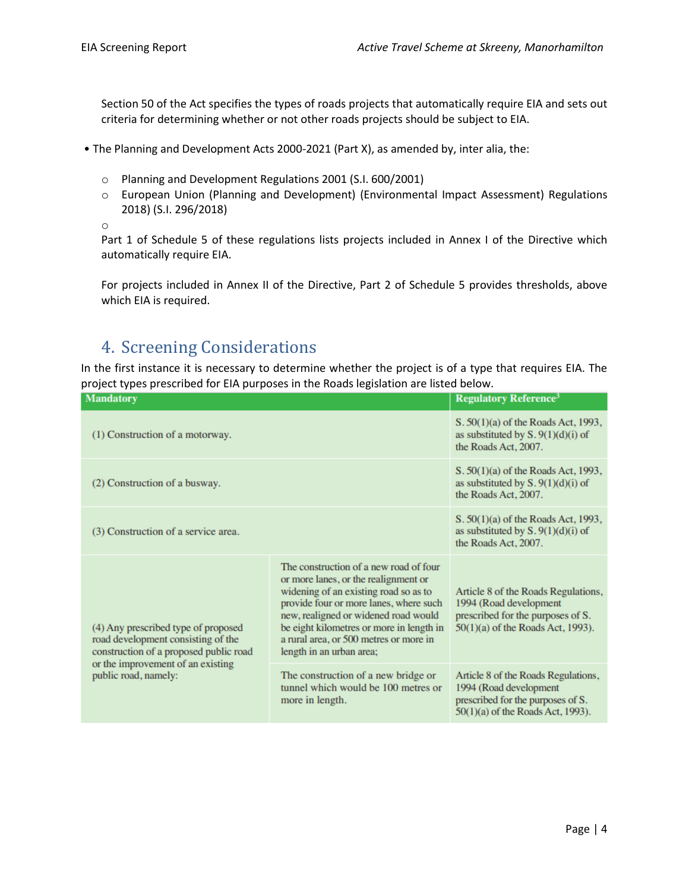Section 50 of the Act specifies the types of roads projects that automatically require EIA and sets out criteria for determining whether or not other roads projects should be subject to EIA.

- The Planning and Development Acts 2000-2021 (Part X), as amended by, inter alia, the:
  - Planning and Development Regulations 2001 (S.I. 600/2001)
  - European Union (Planning and Development) (Environmental Impact Assessment) Regulations 2018) (S.I. 296/2018)
  - 

Part 1 of Schedule 5 of these regulations lists projects included in Annex I of the Directive which automatically require EIA.

For projects included in Annex II of the Directive, Part 2 of Schedule 5 provides thresholds, above which EIA is required.

# 4. Screening Considerations

In the first instance it is necessary to determine whether the project is of a type that requires EIA. The project types prescribed for EIA purposes in the Roads legislation are listed below.

| Mandatory | | Regulatory Reference[3] |
|---|---|---|
| (1) Construction of a motorway. | | S. 50(1)(a) of the Roads Act, 1993, as substituted by S. 9(1)(d)(i) of the Roads Act, 2007. |
| (2) Construction of a busway. | | S. 50(1)(a) of the Roads Act, 1993, as substituted by S. 9(1)(d)(i) of the Roads Act, 2007. |
| (3) Construction of a service area. | | S. 50(1)(a) of the Roads Act, 1993, as substituted by S. 9(1)(d)(i) of the Roads Act, 2007. |
| (4) Any prescribed type of proposed road development consisting of the construction of a proposed public road or the improvement of an existing public road, namely: | The construction of a new road of four or more lanes, or the realignment or widening of an existing road so as to provide four or more lanes, where such new, realigned or widened road would be eight kilometres or more in length in a rural area, or 500 metres or more in length in an urban area; | Article 8 of the Roads Regulations, 1994 (Road development prescribed for the purposes of S. 50(1)(a) of the Roads Act, 1993). |
| | The construction of a new bridge or tunnel which would be 100 metres or more in length. | Article 8 of the Roads Regulations, 1994 (Road development prescribed for the purposes of S. 50(1)(a) of the Roads Act, 1993). |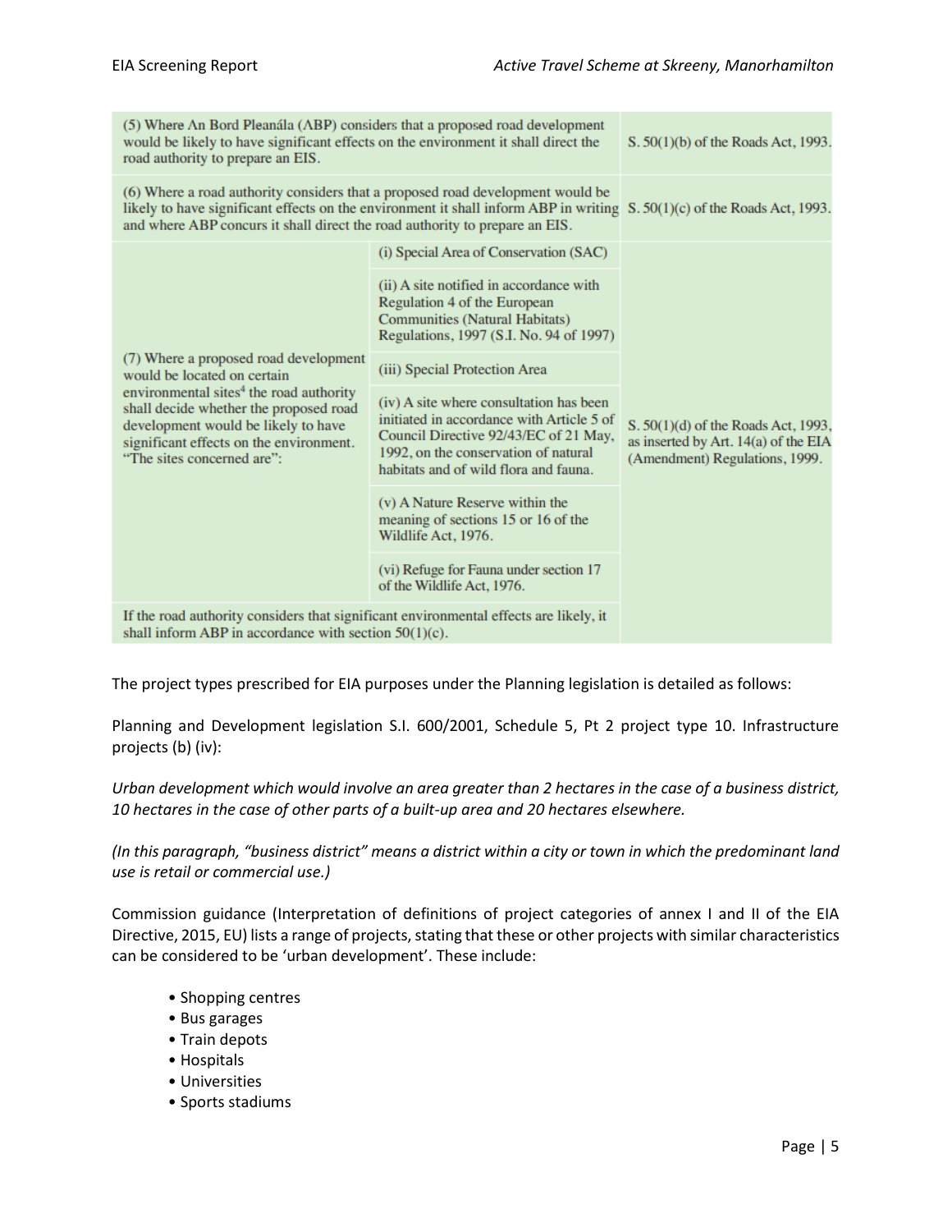| | | |
|---|---|---|
| (5) Where An Bord Pleanála (ABP) considers that a proposed road development would be likely to have significant effects on the environment it shall direct the road authority to prepare an EIS. | | S. 50(1)(b) of the Roads Act, 1993. |
| (6) Where a road authority considers that a proposed road development would be likely to have significant effects on the environment it shall inform ABP in writing and where ABP concurs it shall direct the road authority to prepare an EIS. | | S. 50(1)(c) of the Roads Act, 1993. |
| (7) Where a proposed road development would be located on certain environmental sites[4] the road authority shall decide whether the proposed road development would be likely to have significant effects on the environment. "The sites concerned are": | (i) Special Area of Conservation (SAC) | S. 50(1)(d) of the Roads Act, 1993, as inserted by Art. 14(a) of the EIA (Amendment) Regulations, 1999. |
| | (ii) A site notified in accordance with Regulation 4 of the European Communities (Natural Habitats) Regulations, 1997 (S.I. No. 94 of 1997) | |
| | (iii) Special Protection Area | |
| | (iv) A site where consultation has been initiated in accordance with Article 5 of Council Directive 92/43/EC of 21 May, 1992, on the conservation of natural habitats and of wild flora and fauna. | |
| | (v) A Nature Reserve within the meaning of sections 15 or 16 of the Wildlife Act, 1976. | |
| | (vi) Refuge for Fauna under section 17 of the Wildlife Act, 1976. | |
| If the road authority considers that significant environmental effects are likely, it shall inform ABP in accordance with section 50(1)(c). | | |

The project types prescribed for EIA purposes under the Planning legislation is detailed as follows:

Planning and Development legislation S.I. 600/2001, Schedule 5, Pt 2 project type 10. Infrastructure projects (b) (iv):

*Urban development which would involve an area greater than 2 hectares in the case of a business district, 10 hectares in the case of other parts of a built-up area and 20 hectares elsewhere.*

*(In this paragraph, "business district" means a district within a city or town in which the predominant land use is retail or commercial use.)*

Commission guidance (Interpretation of definitions of project categories of annex I and II of the EIA Directive, 2015, EU) lists a range of projects, stating that these or other projects with similar characteristics can be considered to be 'urban development'. These include:

- Shopping centres
- Bus garages
- Train depots
- Hospitals
- Universities
- Sports stadiums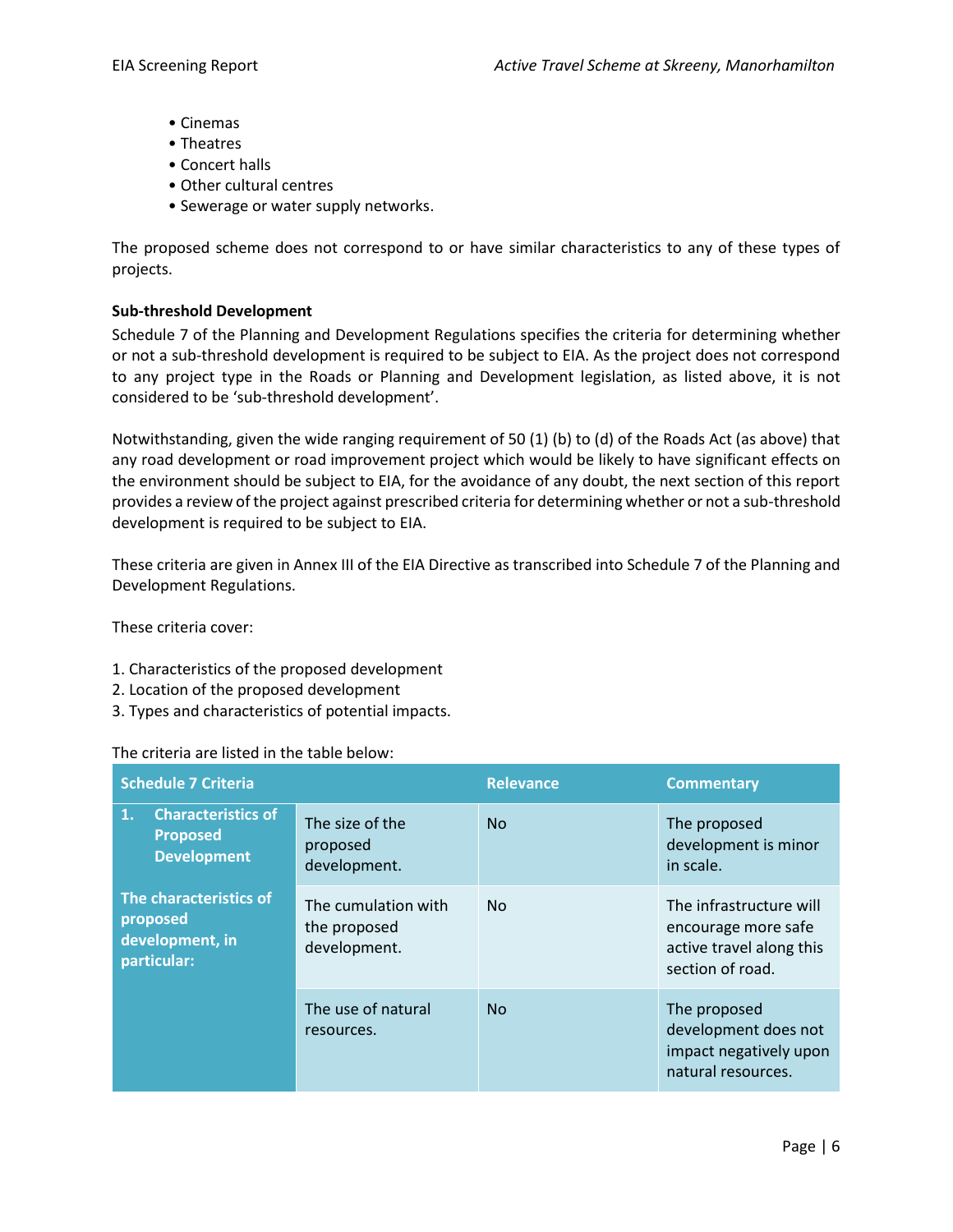- Cinemas
- Theatres
- Concert halls
- Other cultural centres
- Sewerage or water supply networks.

The proposed scheme does not correspond to or have similar characteristics to any of these types of projects.

**Sub-threshold Development**

Schedule 7 of the Planning and Development Regulations specifies the criteria for determining whether or not a sub-threshold development is required to be subject to EIA. As the project does not correspond to any project type in the Roads or Planning and Development legislation, as listed above, it is not considered to be 'sub-threshold development'.

Notwithstanding, given the wide ranging requirement of 50 (1) (b) to (d) of the Roads Act (as above) that any road development or road improvement project which would be likely to have significant effects on the environment should be subject to EIA, for the avoidance of any doubt, the next section of this report provides a review of the project against prescribed criteria for determining whether or not a sub-threshold development is required to be subject to EIA.

These criteria are given in Annex III of the EIA Directive as transcribed into Schedule 7 of the Planning and Development Regulations.

These criteria cover:

1. Characteristics of the proposed development
2. Location of the proposed development
3. Types and characteristics of potential impacts.

The criteria are listed in the table below:

| Schedule 7 Criteria | | Relevance | Commentary |
|---|---|---|---|
| **1. Characteristics of Proposed Development**<br><br>**The characteristics of proposed development, in particular:** | The size of the proposed development. | No | The proposed development is minor in scale. |
| | The cumulation with the proposed development. | No | The infrastructure will encourage more safe active travel along this section of road. |
| | The use of natural resources. | No | The proposed development does not impact negatively upon natural resources. |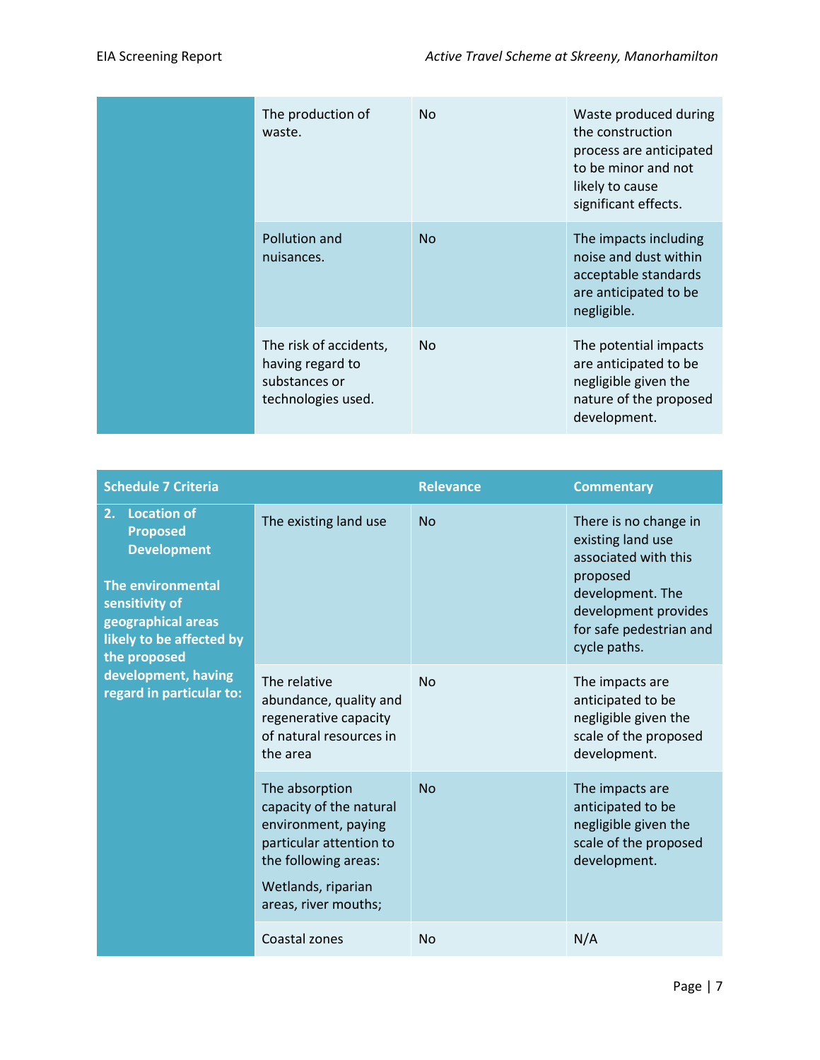| | | | |
|---|---|---|---|
| | The production of waste. | No | Waste produced during the construction process are anticipated to be minor and not likely to cause significant effects. |
| | Pollution and nuisances. | No | The impacts including noise and dust within acceptable standards are anticipated to be negligible. |
| | The risk of accidents, having regard to substances or technologies used. | No | The potential impacts are anticipated to be negligible given the nature of the proposed development. |

| Schedule 7 Criteria | | Relevance | Commentary |
|---|---|---|---|
| **2. Location of Proposed Development**<br><br>**The environmental sensitivity of geographical areas likely to be affected by the proposed development, having regard in particular to:** | The existing land use | No | There is no change in existing land use associated with this proposed development. The development provides for safe pedestrian and cycle paths. |
| | The relative abundance, quality and regenerative capacity of natural resources in the area | No | The impacts are anticipated to be negligible given the scale of the proposed development. |
| | The absorption capacity of the natural environment, paying particular attention to the following areas:<br><br>Wetlands, riparian areas, river mouths; | No | The impacts are anticipated to be negligible given the scale of the proposed development. |
| | Coastal zones | No | N/A |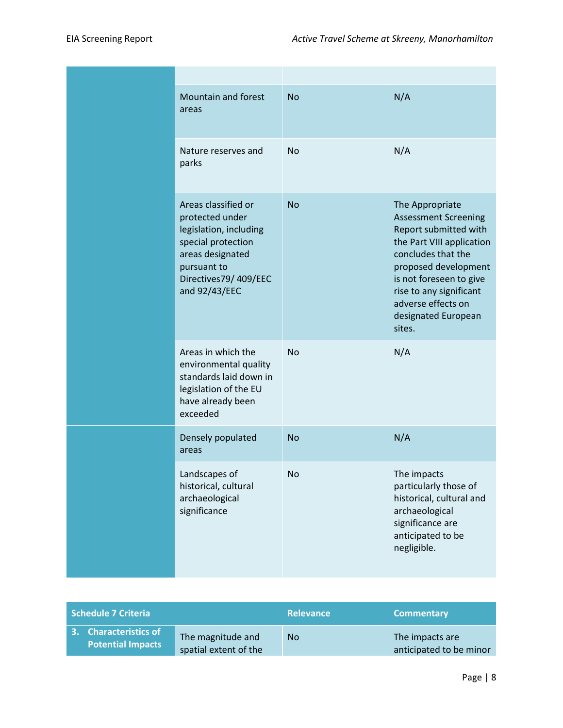| | | | |
|---|---|---|---|
| | | | |
| | Mountain and forest areas | No | N/A |
| | Nature reserves and parks | No | N/A |
| | Areas classified or protected under legislation, including special protection areas designated pursuant to Directives79/ 409/EEC and 92/43/EEC | No | The Appropriate Assessment Screening Report submitted with the Part VIII application concludes that the proposed development is not foreseen to give rise to any significant adverse effects on designated European sites. |
| | Areas in which the environmental quality standards laid down in legislation of the EU have already been exceeded | No | N/A |
| | Densely populated areas | No | N/A |
| | Landscapes of historical, cultural archaeological significance | No | The impacts particularly those of historical, cultural and archaeological significance are anticipated to be negligible. |

| Schedule 7 Criteria | | Relevance | Commentary |
|---|---|---|---|
| 3. Characteristics of Potential Impacts | The magnitude and spatial extent of the | No | The impacts are anticipated to be minor |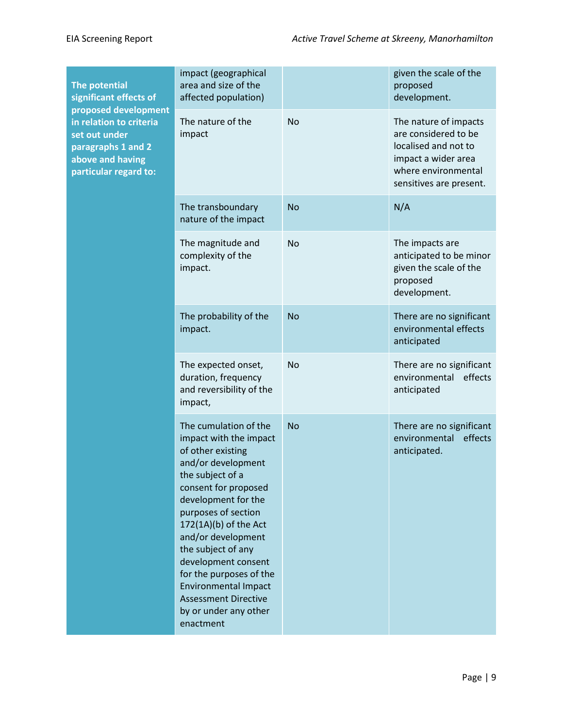| | | | |
|---|---|---|---|
| **The potential significant effects of proposed development in relation to criteria set out under paragraphs 1 and 2 above and having particular regard to:** | impact (geographical area and size of the affected population) | | given the scale of the proposed development. |
| | The nature of the impact | No | The nature of impacts are considered to be localised and not to impact a wider area where environmental sensitives are present. |
| | The transboundary nature of the impact | No | N/A |
| | The magnitude and complexity of the impact. | No | The impacts are anticipated to be minor given the scale of the proposed development. |
| | The probability of the impact. | No | There are no significant environmental effects anticipated |
| | The expected onset, duration, frequency and reversibility of the impact, | No | There are no significant environmental effects anticipated |
| | The cumulation of the impact with the impact of other existing and/or development the subject of a consent for proposed development for the purposes of section 172(1A)(b) of the Act and/or development the subject of any development consent for the purposes of the Environmental Impact Assessment Directive by or under any other enactment | No | There are no significant environmental effects anticipated. |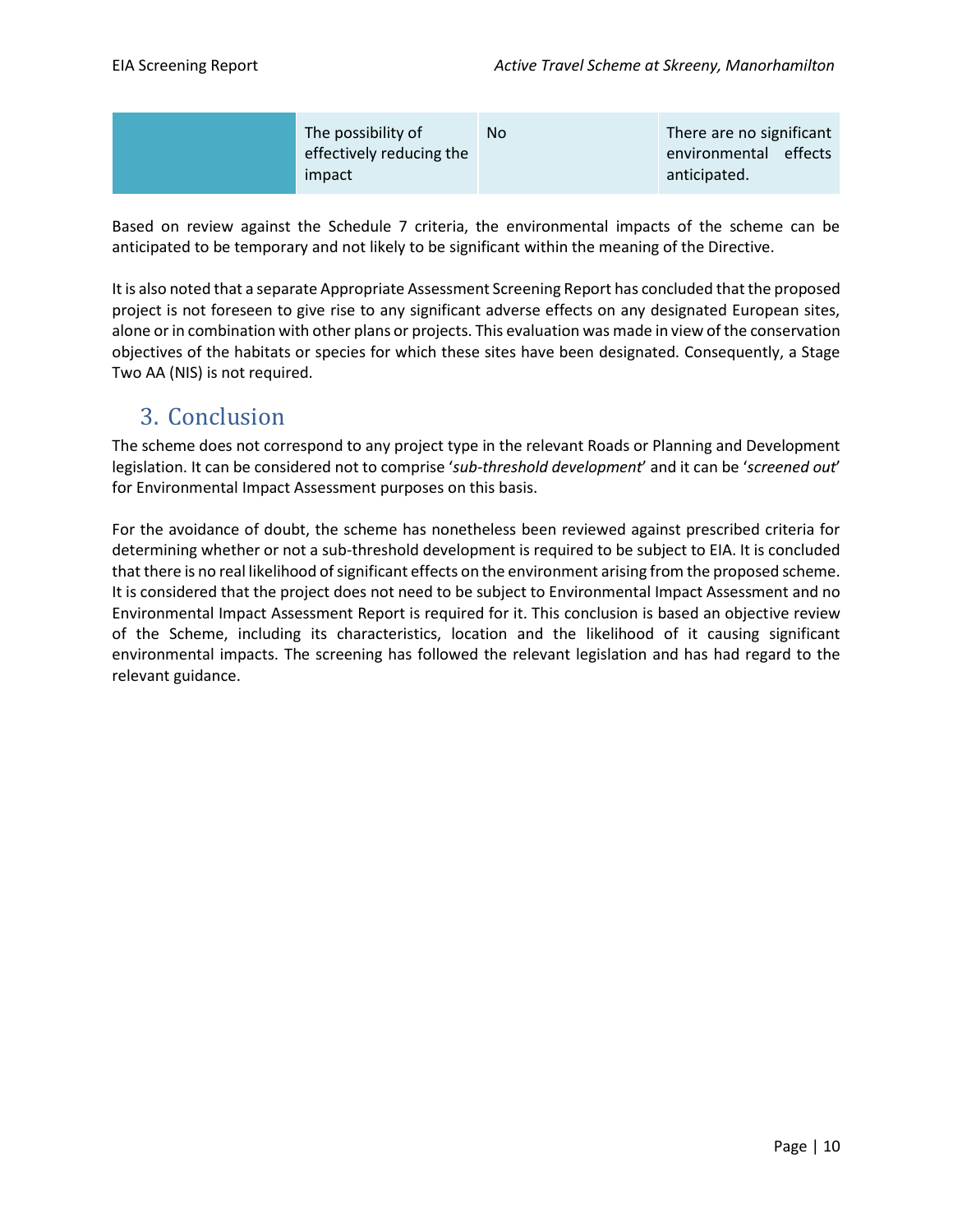| | | | |
|---|---|---|---|
| | The possibility of effectively reducing the impact | No | There are no significant environmental effects anticipated. |

Based on review against the Schedule 7 criteria, the environmental impacts of the scheme can be anticipated to be temporary and not likely to be significant within the meaning of the Directive.

It is also noted that a separate Appropriate Assessment Screening Report has concluded that the proposed project is not foreseen to give rise to any significant adverse effects on any designated European sites, alone or in combination with other plans or projects. This evaluation was made in view of the conservation objectives of the habitats or species for which these sites have been designated. Consequently, a Stage Two AA (NIS) is not required.

# 3. Conclusion

The scheme does not correspond to any project type in the relevant Roads or Planning and Development legislation. It can be considered not to comprise '*sub-threshold development*' and it can be '*screened out*' for Environmental Impact Assessment purposes on this basis.

For the avoidance of doubt, the scheme has nonetheless been reviewed against prescribed criteria for determining whether or not a sub-threshold development is required to be subject to EIA. It is concluded that there is no real likelihood of significant effects on the environment arising from the proposed scheme. It is considered that the project does not need to be subject to Environmental Impact Assessment and no Environmental Impact Assessment Report is required for it. This conclusion is based an objective review of the Scheme, including its characteristics, location and the likelihood of it causing significant environmental impacts. The screening has followed the relevant legislation and has had regard to the relevant guidance.